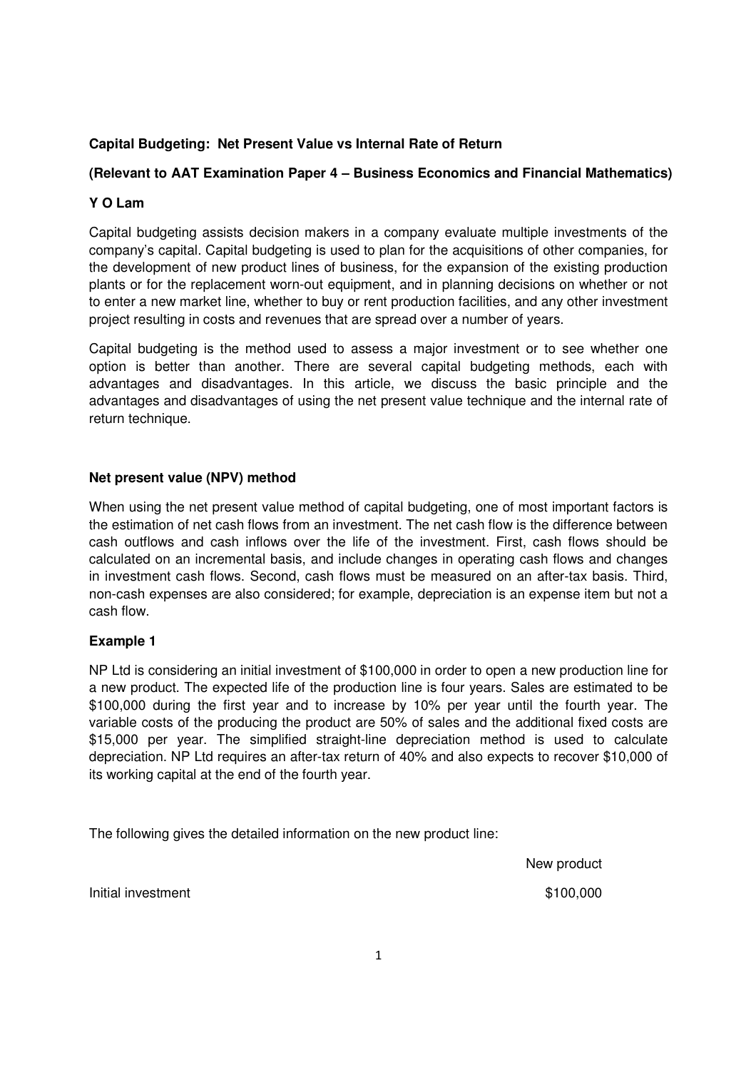**Capital Budgeting: Net Present Value vs Internal Rate of Return**

**(Relevant to AAT Examination Paper 4 – Business Economics and Financial Mathematics)**

**Y O Lam**

Capital budgeting assists decision makers in a company evaluate multiple investments of the company's capital. Capital budgeting is used to plan for the acquisitions of other companies, for the development of new product lines of business, for the expansion of the existing production plants or for the replacement worn-out equipment, and in planning decisions on whether or not to enter a new market line, whether to buy or rent production facilities, and any other investment project resulting in costs and revenues that are spread over a number of years.

Capital budgeting is the method used to assess a major investment or to see whether one option is better than another. There are several capital budgeting methods, each with advantages and disadvantages. In this article, we discuss the basic principle and the advantages and disadvantages of using the net present value technique and the internal rate of return technique.

**Net present value (NPV) method**

When using the net present value method of capital budgeting, one of most important factors is the estimation of net cash flows from an investment. The net cash flow is the difference between cash outflows and cash inflows over the life of the investment. First, cash flows should be calculated on an incremental basis, and include changes in operating cash flows and changes in investment cash flows. Second, cash flows must be measured on an after-tax basis. Third, non-cash expenses are also considered; for example, depreciation is an expense item but not a cash flow.

**Example 1**

NP Ltd is considering an initial investment of $100,000 in order to open a new production line for a new product. The expected life of the production line is four years. Sales are estimated to be $100,000 during the first year and to increase by 10% per year until the fourth year. The variable costs of the producing the product are 50% of sales and the additional fixed costs are $15,000 per year. The simplified straight-line depreciation method is used to calculate depreciation. NP Ltd requires an after-tax return of 40% and also expects to recover $10,000 of its working capital at the end of the fourth year.

The following gives the detailed information on the new product line:

| | New product |
|---|---|
| Initial investment | $100,000 |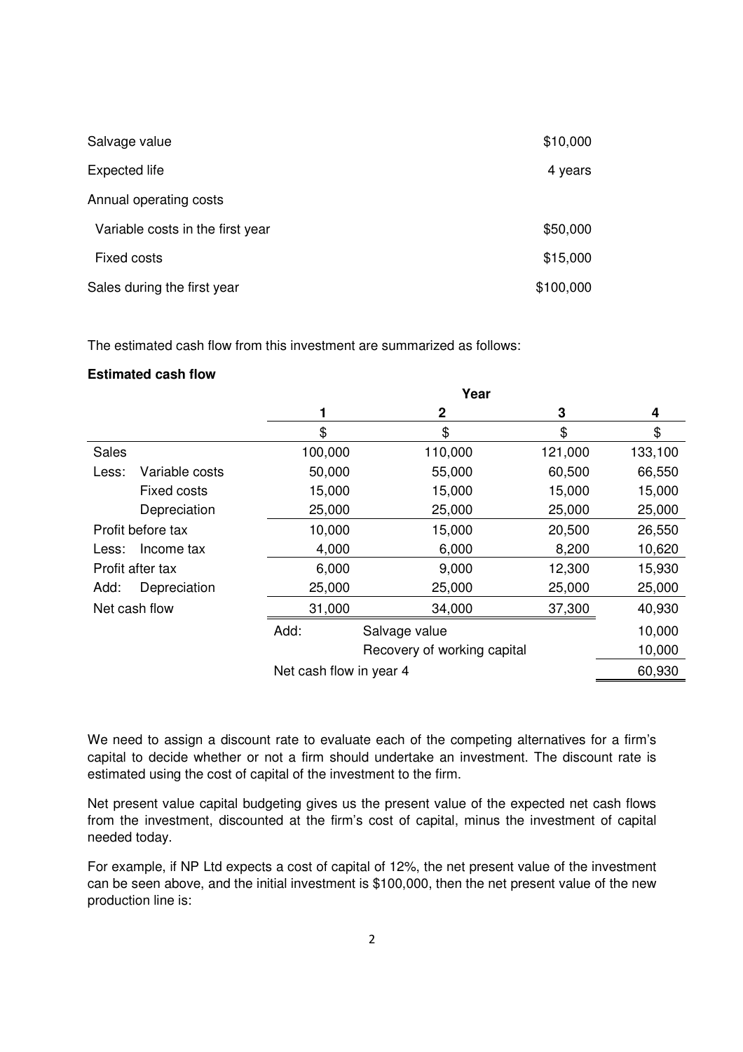| | |
|---|---|
| Salvage value | \$10,000 |
| Expected life | 4 years |
| Annual operating costs | |
| Variable costs in the first year | \$50,000 |
| Fixed costs | \$15,000 |
| Sales during the first year | \$100,000 |

The estimated cash flow from this investment are summarized as follows:

**Estimated cash flow**

| | | Year | | | |
|---|---|---|---|---|---|
| | | **1** | **2** | **3** | **4** |
| | | \$ | \$ | \$ | \$ |
| Sales | | 100,000 | 110,000 | 121,000 | 133,100 |
| Less: | Variable costs | 50,000 | 55,000 | 60,500 | 66,550 |
| | Fixed costs | 15,000 | 15,000 | 15,000 | 15,000 |
| | Depreciation | 25,000 | 25,000 | 25,000 | 25,000 |
| Profit before tax | | 10,000 | 15,000 | 20,500 | 26,550 |
| Less: | Income tax | 4,000 | 6,000 | 8,200 | 10,620 |
| Profit after tax | | 6,000 | 9,000 | 12,300 | 15,930 |
| Add: | Depreciation | 25,000 | 25,000 | 25,000 | 25,000 |
| Net cash flow | | 31,000 | 34,000 | 37,300 | 40,930 |
| | | Add: | Salvage value | | 10,000 |
| | | | Recovery of working capital | | 10,000 |
| | | Net cash flow in year 4 | | | 60,930 |

We need to assign a discount rate to evaluate each of the competing alternatives for a firm's capital to decide whether or not a firm should undertake an investment. The discount rate is estimated using the cost of capital of the investment to the firm.

Net present value capital budgeting gives us the present value of the expected net cash flows from the investment, discounted at the firm's cost of capital, minus the investment of capital needed today.

For example, if NP Ltd expects a cost of capital of 12%, the net present value of the investment can be seen above, and the initial investment is \$100,000, then the net present value of the new production line is: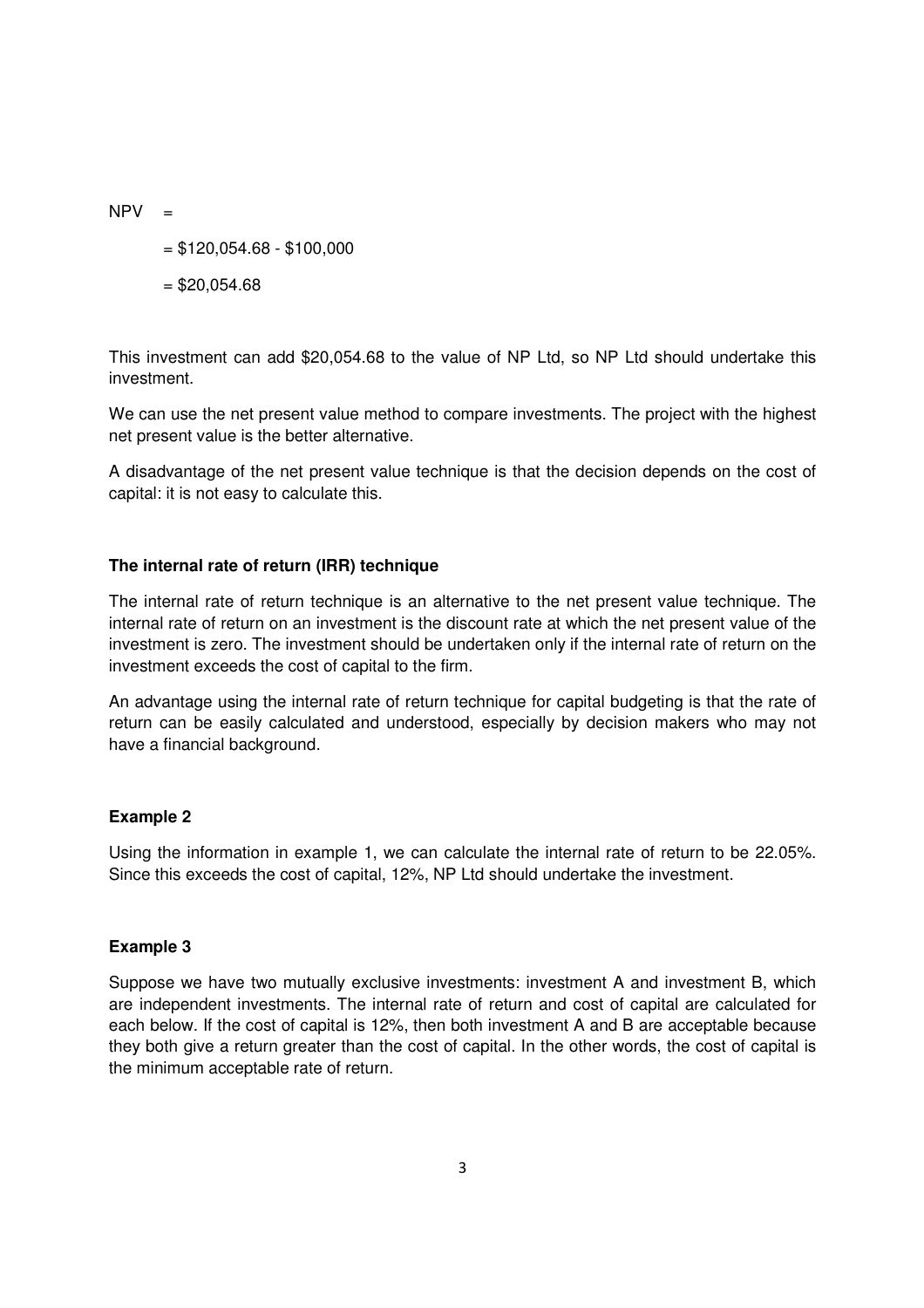NPV =

= \$120,054.68 - \$100,000

= \$20,054.68

This investment can add \$20,054.68 to the value of NP Ltd, so NP Ltd should undertake this investment.

We can use the net present value method to compare investments. The project with the highest net present value is the better alternative.

A disadvantage of the net present value technique is that the decision depends on the cost of capital: it is not easy to calculate this.

### The internal rate of return (IRR) technique

The internal rate of return technique is an alternative to the net present value technique. The internal rate of return on an investment is the discount rate at which the net present value of the investment is zero. The investment should be undertaken only if the internal rate of return on the investment exceeds the cost of capital to the firm.

An advantage using the internal rate of return technique for capital budgeting is that the rate of return can be easily calculated and understood, especially by decision makers who may not have a financial background.

### Example 2

Using the information in example 1, we can calculate the internal rate of return to be 22.05%. Since this exceeds the cost of capital, 12%, NP Ltd should undertake the investment.

### Example 3

Suppose we have two mutually exclusive investments: investment A and investment B, which are independent investments. The internal rate of return and cost of capital are calculated for each below. If the cost of capital is 12%, then both investment A and B are acceptable because they both give a return greater than the cost of capital. In the other words, the cost of capital is the minimum acceptable rate of return.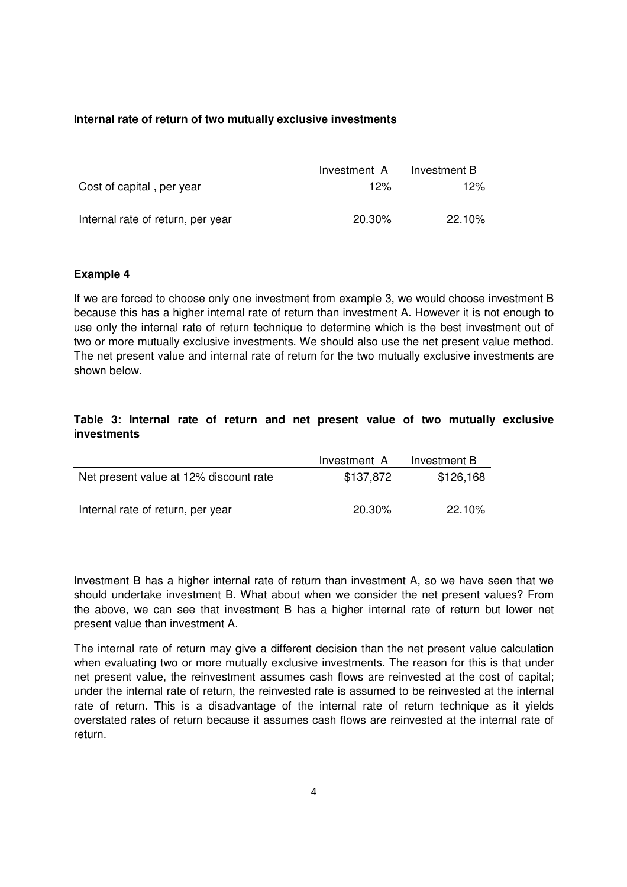**Internal rate of return of two mutually exclusive investments**

| | Investment A | Investment B |
|---|---|---|
| Cost of capital , per year | 12% | 12% |
| Internal rate of return, per year | 20.30% | 22.10% |

**Example 4**

If we are forced to choose only one investment from example 3, we would choose investment B because this has a higher internal rate of return than investment A. However it is not enough to use only the internal rate of return technique to determine which is the best investment out of two or more mutually exclusive investments. We should also use the net present value method. The net present value and internal rate of return for the two mutually exclusive investments are shown below.

**Table 3: Internal rate of return and net present value of two mutually exclusive investments**

| | Investment A | Investment B |
|---|---|---|
| Net present value at 12% discount rate | $137,872 | $126,168 |
| Internal rate of return, per year | 20.30% | 22.10% |

Investment B has a higher internal rate of return than investment A, so we have seen that we should undertake investment B. What about when we consider the net present values? From the above, we can see that investment B has a higher internal rate of return but lower net present value than investment A.

The internal rate of return may give a different decision than the net present value calculation when evaluating two or more mutually exclusive investments. The reason for this is that under net present value, the reinvestment assumes cash flows are reinvested at the cost of capital; under the internal rate of return, the reinvested rate is assumed to be reinvested at the internal rate of return. This is a disadvantage of the internal rate of return technique as it yields overstated rates of return because it assumes cash flows are reinvested at the internal rate of return.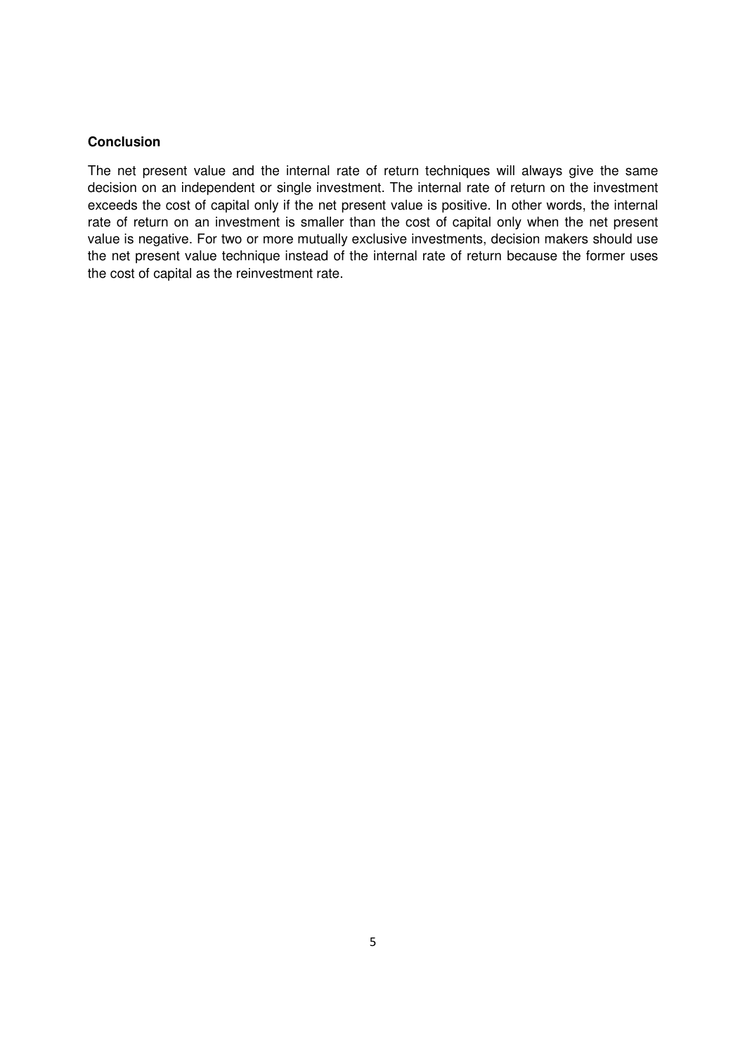**Conclusion**

The net present value and the internal rate of return techniques will always give the same decision on an independent or single investment. The internal rate of return on the investment exceeds the cost of capital only if the net present value is positive. In other words, the internal rate of return on an investment is smaller than the cost of capital only when the net present value is negative. For two or more mutually exclusive investments, decision makers should use the net present value technique instead of the internal rate of return because the former uses the cost of capital as the reinvestment rate.